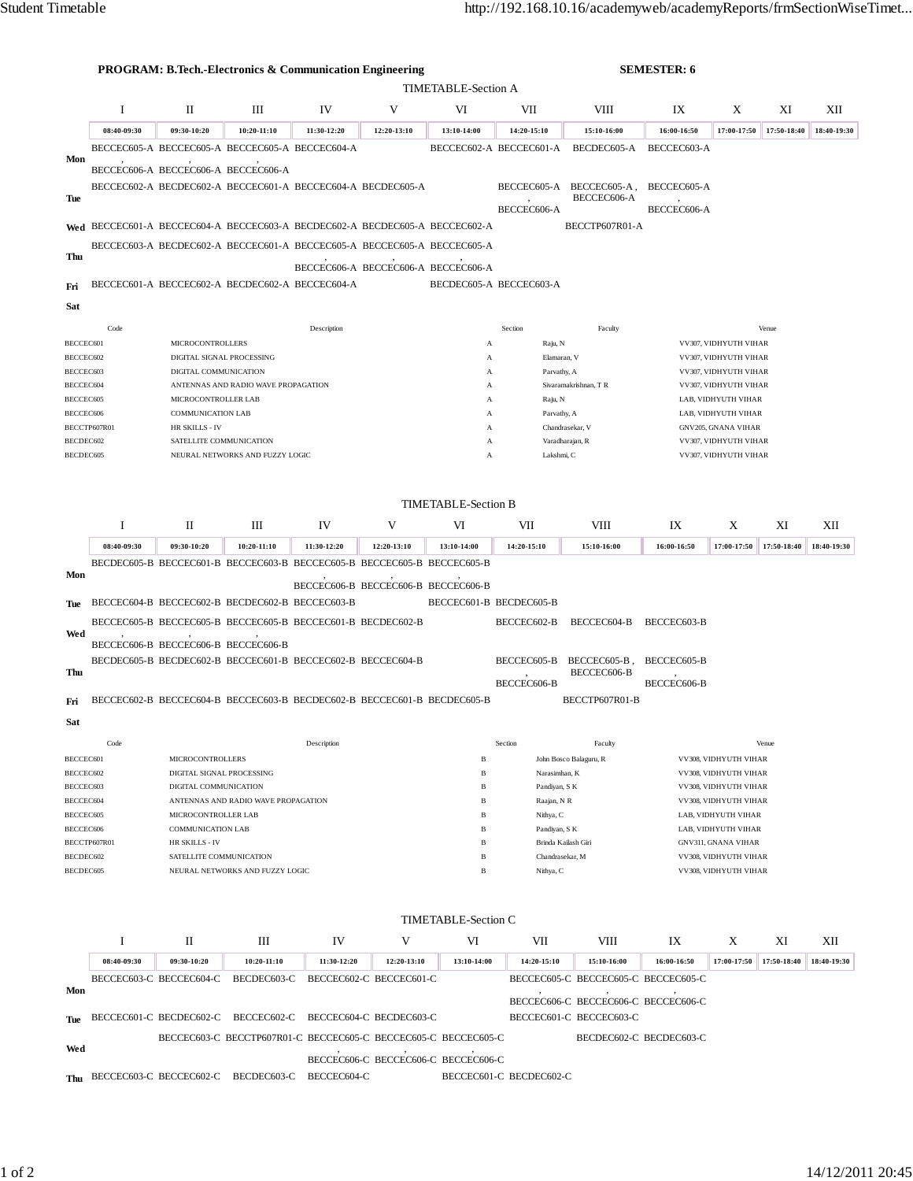**PROGRAM: B.Tech.-Electronics & Communication Engineering** **SEMESTER: 6**

## TIMETABLE-Section A

| | I | II | III | IV | V | VI | VII | VIII | IX | X | XI | XII |
|---|---|---|---|---|---|---|---|---|---|---|---|---|
| | 08:40-09:30 | 09:30-10:20 | 10:20-11:10 | 11:30-12:20 | 12:20-13:10 | 13:10-14:00 | 14:20-15:10 | 15:10-16:00 | 16:00-16:50 | 17:00-17:50 | 17:50-18:40 | 18:40-19:30 |
| **Mon** | BECCEC605-A , BECCEC606-A | BECCEC605-A , BECCEC606-A | BECCEC605-A , BECCEC606-A | BECCEC604-A | | BECCEC602-A | BECCEC601-A | BECDEC605-A | BECCEC603-A | | | |
| **Tue** | BECCEC602-A | BECDEC602-A | BECCEC601-A | BECCEC604-A | BECDEC605-A | | BECCEC605-A , BECCEC606-A | BECCEC605-A , BECCEC606-A | BECCEC605-A , BECCEC606-A | | | |
| **Wed** | BECCEC601-A | BECCEC604-A | BECCEC603-A | BECDEC602-A | BECDEC605-A | BECCEC602-A | | BECCTP607R01-A | | | | |
| **Thu** | BECCEC603-A | BECDEC602-A | BECCEC601-A | BECCEC605-A , BECCEC606-A | BECCEC605-A , BECCEC606-A | BECCEC605-A , BECCEC606-A | | | | | | |
| **Fri** | BECCEC601-A | BECCEC602-A | BECDEC602-A | BECCEC604-A | | BECDEC605-A | BECCEC603-A | | | | | |
| **Sat** | | | | | | | | | | | | |

| Code | Description | Section | Faculty | Venue |
|---|---|---|---|---|
| BECCEC601 | MICROCONTROLLERS | A | Raju, N | VV307, VIDHYUTH VIHAR |
| BECCEC602 | DIGITAL SIGNAL PROCESSING | A | Elamaran, V | VV307, VIDHYUTH VIHAR |
| BECCEC603 | DIGITAL COMMUNICATION | A | Parvathy, A | VV307, VIDHYUTH VIHAR |
| BECCEC604 | ANTENNAS AND RADIO WAVE PROPAGATION | A | Sivaramakrishnan, T R | VV307, VIDHYUTH VIHAR |
| BECCEC605 | MICROCONTROLLER LAB | A | Raju, N | LAB, VIDHYUTH VIHAR |
| BECCEC606 | COMMUNICATION LAB | A | Parvathy, A | LAB, VIDHYUTH VIHAR |
| BECCTP607R01 | HR SKILLS - IV | A | Chandrasekar, V | GNV205, GNANA VIHAR |
| BECDEC602 | SATELLITE COMMUNICATION | A | Varadharajan, R | VV307, VIDHYUTH VIHAR |
| BECDEC605 | NEURAL NETWORKS AND FUZZY LOGIC | A | Lakshmi, C | VV307, VIDHYUTH VIHAR |

## TIMETABLE-Section B

| | I | II | III | IV | V | VI | VII | VIII | IX | X | XI | XII |
|---|---|---|---|---|---|---|---|---|---|---|---|---|
| | 08:40-09:30 | 09:30-10:20 | 10:20-11:10 | 11:30-12:20 | 12:20-13:10 | 13:10-14:00 | 14:20-15:10 | 15:10-16:00 | 16:00-16:50 | 17:00-17:50 | 17:50-18:40 | 18:40-19:30 |
| **Mon** | BECDEC605-B | BECCEC601-B | BECCEC603-B | BECCEC605-B , BECCEC606-B | BECCEC605-B , BECCEC606-B | BECCEC605-B , BECCEC606-B | | | | | | |
| **Tue** | BECCEC604-B | BECCEC602-B | BECDEC602-B | BECCEC603-B | | BECCEC601-B | BECDEC605-B | | | | | |
| **Wed** | BECCEC605-B , BECCEC606-B | BECCEC605-B , BECCEC606-B | BECCEC605-B , BECCEC606-B | BECCEC601-B | BECDEC602-B | | BECCEC602-B | BECCEC604-B | BECCEC603-B | | | |
| **Thu** | BECDEC605-B | BECDEC602-B | BECCEC601-B | BECCEC602-B | BECCEC604-B | | BECCEC605-B , BECCEC606-B | BECCEC605-B , BECCEC606-B | BECCEC605-B , BECCEC606-B | | | |
| **Fri** | BECCEC602-B | BECCEC604-B | BECCEC603-B | BECDEC602-B | BECCEC601-B | BECDEC605-B | | BECCTP607R01-B | | | | |
| **Sat** | | | | | | | | | | | | |

| Code | Description | Section | Faculty | Venue |
|---|---|---|---|---|
| BECCEC601 | MICROCONTROLLERS | B | John Bosco Balaguru, R | VV308, VIDHYUTH VIHAR |
| BECCEC602 | DIGITAL SIGNAL PROCESSING | B | Narasimhan, K | VV308, VIDHYUTH VIHAR |
| BECCEC603 | DIGITAL COMMUNICATION | B | Pandiyan, S K | VV308, VIDHYUTH VIHAR |
| BECCEC604 | ANTENNAS AND RADIO WAVE PROPAGATION | B | Raajan, N R | VV308, VIDHYUTH VIHAR |
| BECCEC605 | MICROCONTROLLER LAB | B | Nithya, C | LAB, VIDHYUTH VIHAR |
| BECCEC606 | COMMUNICATION LAB | B | Pandiyan, S K | LAB, VIDHYUTH VIHAR |
| BECCTP607R01 | HR SKILLS - IV | B | Brinda Kailash Giri | GNV311, GNANA VIHAR |
| BECDEC602 | SATELLITE COMMUNICATION | B | Chandrasekar, M | VV308, VIDHYUTH VIHAR |
| BECDEC605 | NEURAL NETWORKS AND FUZZY LOGIC | B | Nithya, C | VV308, VIDHYUTH VIHAR |

## TIMETABLE-Section C

| | I | II | III | IV | V | VI | VII | VIII | IX | X | XI | XII |
|---|---|---|---|---|---|---|---|---|---|---|---|---|
| | 08:40-09:30 | 09:30-10:20 | 10:20-11:10 | 11:30-12:20 | 12:20-13:10 | 13:10-14:00 | 14:20-15:10 | 15:10-16:00 | 16:00-16:50 | 17:00-17:50 | 17:50-18:40 | 18:40-19:30 |
| **Mon** | BECCEC603-C | BECCEC604-C | BECDEC603-C | BECCEC602-C | BECCEC601-C | | BECCEC605-C , BECCEC606-C | BECCEC605-C , BECCEC606-C | BECCEC605-C , BECCEC606-C | | | |
| **Tue** | BECCEC601-C | BECDEC602-C | BECCEC602-C | BECCEC604-C | BECDEC603-C | | BECCEC601-C | BECCEC603-C | | | | |
| **Wed** | | BECCEC603-C | BECCTP607R01-C | BECCEC605-C , BECCEC606-C | BECCEC605-C , BECCEC606-C | BECCEC605-C , BECCEC606-C | | BECDEC602-C | BECDEC603-C | | | |
| **Thu** | BECCEC603-C | BECCEC602-C | BECDEC603-C | BECCEC604-C | | BECCEC601-C | BECDEC602-C | | | | | |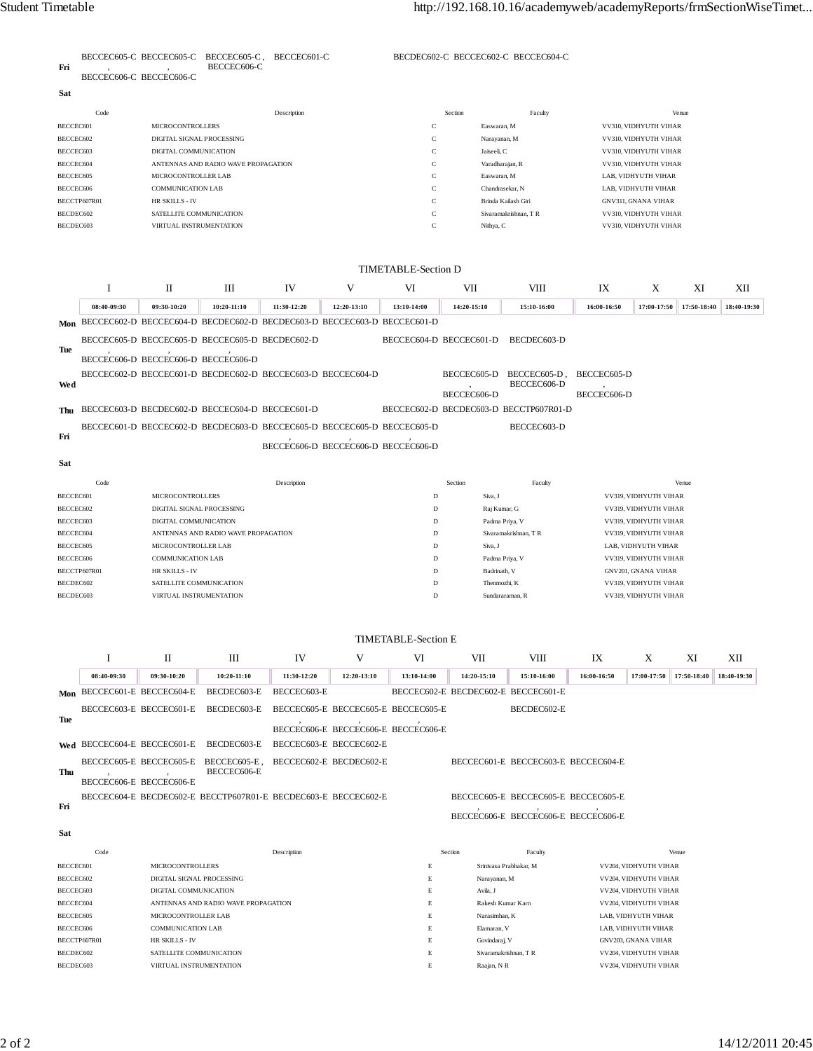| | I | II | III | IV | V | VI | VII | VIII | IX | X | XI | XII |
|---|---|---|---|---|---|---|---|---|---|---|---|---|
| **Fri** | BECCEC605-C , BECCEC606-C | BECCEC605-C , BECCEC606-C | BECCEC605-C , BECCEC606-C | BECCEC601-C | | BECDEC602-C | BECCEC602-C | BECCEC604-C | | | | |
| **Sat** | | | | | | | | | | | | |

| Code | Description | Section | Faculty | Venue |
|---|---|---|---|---|
| BECCEC601 | MICROCONTROLLERS | C | Easwaran, M | VV310, VIDHYUTH VIHAR |
| BECCEC602 | DIGITAL SIGNAL PROCESSING | C | Narayanan, M | VV310, VIDHYUTH VIHAR |
| BECCEC603 | DIGITAL COMMUNICATION | C | Jaiseeli, C | VV310, VIDHYUTH VIHAR |
| BECCEC604 | ANTENNAS AND RADIO WAVE PROPAGATION | C | Varadharajan, R | VV310, VIDHYUTH VIHAR |
| BECCEC605 | MICROCONTROLLER LAB | C | Easwaran, M | LAB, VIDHYUTH VIHAR |
| BECCEC606 | COMMUNICATION LAB | C | Chandrasekar, N | LAB, VIDHYUTH VIHAR |
| BECCTP607R01 | HR SKILLS - IV | C | Brinda Kailash Giri | GNV311, GNANA VIHAR |
| BECDEC602 | SATELLITE COMMUNICATION | C | Sivaramakrishnan, T R | VV310, VIDHYUTH VIHAR |
| BECDEC603 | VIRTUAL INSTRUMENTATION | C | Nithya, C | VV310, VIDHYUTH VIHAR |

## TIMETABLE-Section D

| | I | II | III | IV | V | VI | VII | VIII | IX | X | XI | XII |
|---|---|---|---|---|---|---|---|---|---|---|---|---|
| | 08:40-09:30 | 09:30-10:20 | 10:20-11:10 | 11:30-12:20 | 12:20-13:10 | 13:10-14:00 | 14:20-15:10 | 15:10-16:00 | 16:00-16:50 | 17:00-17:50 | 17:50-18:40 | 18:40-19:30 |
| **Mon** | BECCEC602-D | BECCEC604-D | BECDEC602-D | BECDEC603-D | BECCEC603-D | BECCEC601-D | | | | | | |
| **Tue** | BECCEC605-D , BECCEC606-D | BECCEC605-D , BECCEC606-D | BECCEC605-D , BECCEC606-D | BECDEC602-D | | BECCEC604-D | BECCEC601-D | BECDEC603-D | | | | |
| **Wed** | BECCEC602-D | BECCEC601-D | BECDEC602-D | BECCEC603-D | BECCEC604-D | | BECCEC605-D , BECCEC606-D | BECCEC605-D , BECCEC606-D | BECCEC605-D , BECCEC606-D | | | |
| **Thu** | BECCEC603-D | BECDEC602-D | BECCEC604-D | BECCEC601-D | | BECCEC602-D | BECDEC603-D | BECCTP607R01-D | | | | |
| **Fri** | BECCEC601-D | BECCEC602-D | BECDEC603-D | BECCEC605-D , BECCEC606-D | BECCEC605-D , BECCEC606-D | BECCEC605-D , BECCEC606-D | | BECCEC603-D | | | | |
| **Sat** | | | | | | | | | | | | |

| Code | Description | Section | Faculty | Venue |
|---|---|---|---|---|
| BECCEC601 | MICROCONTROLLERS | D | Siva, J | VV319, VIDHYUTH VIHAR |
| BECCEC602 | DIGITAL SIGNAL PROCESSING | D | Raj Kumar, G | VV319, VIDHYUTH VIHAR |
| BECCEC603 | DIGITAL COMMUNICATION | D | Padma Priya, V | VV319, VIDHYUTH VIHAR |
| BECCEC604 | ANTENNAS AND RADIO WAVE PROPAGATION | D | Sivaramakrishnan, T R | VV319, VIDHYUTH VIHAR |
| BECCEC605 | MICROCONTROLLER LAB | D | Siva, J | LAB, VIDHYUTH VIHAR |
| BECCEC606 | COMMUNICATION LAB | D | Padma Priya, V | VV319, VIDHYUTH VIHAR |
| BECCTP607R01 | HR SKILLS - IV | D | Badrinath, V | GNV201, GNANA VIHAR |
| BECDEC602 | SATELLITE COMMUNICATION | D | Thenmozhi, K | VV319, VIDHYUTH VIHAR |
| BECDEC603 | VIRTUAL INSTRUMENTATION | D | Sundararaman, R | VV319, VIDHYUTH VIHAR |

## TIMETABLE-Section E

| | I | II | III | IV | V | VI | VII | VIII | IX | X | XI | XII |
|---|---|---|---|---|---|---|---|---|---|---|---|---|
| | 08:40-09:30 | 09:30-10:20 | 10:20-11:10 | 11:30-12:20 | 12:20-13:10 | 13:10-14:00 | 14:20-15:10 | 15:10-16:00 | 16:00-16:50 | 17:00-17:50 | 17:50-18:40 | 18:40-19:30 |
| **Mon** | BECCEC601-E | BECCEC604-E | BECDEC603-E | BECCEC603-E | | BECCEC602-E | BECDEC602-E | BECCEC601-E | | | | |
| **Tue** | BECCEC603-E | BECCEC601-E | BECDEC603-E | BECCEC605-E , BECCEC606-E | BECCEC605-E , BECCEC606-E | BECCEC605-E , BECCEC606-E | | BECDEC602-E | | | | |
| **Wed** | BECCEC604-E | BECCEC601-E | BECDEC603-E | BECCEC603-E | BECCEC602-E | | | | | | | |
| **Thu** | BECCEC605-E , BECCEC606-E | BECCEC605-E , BECCEC606-E | BECCEC605-E , BECCEC606-E | BECCEC602-E | BECDEC602-E | | BECCEC601-E | BECCEC603-E | BECCEC604-E | | | |
| **Fri** | BECCEC604-E | BECDEC602-E | BECCTP607R01-E | BECDEC603-E | BECCEC602-E | | BECCEC605-E , BECCEC606-E | BECCEC605-E , BECCEC606-E | BECCEC605-E , BECCEC606-E | | | |
| **Sat** | | | | | | | | | | | | |

| Code | Description | Section | Faculty | Venue |
|---|---|---|---|---|
| BECCEC601 | MICROCONTROLLERS | E | Srinivasa Prabhakar, M | VV204, VIDHYUTH VIHAR |
| BECCEC602 | DIGITAL SIGNAL PROCESSING | E | Narayanan, M | VV204, VIDHYUTH VIHAR |
| BECCEC603 | DIGITAL COMMUNICATION | E | Avila, J | VV204, VIDHYUTH VIHAR |
| BECCEC604 | ANTENNAS AND RADIO WAVE PROPAGATION | E | Rakesh Kumar Karn | VV204, VIDHYUTH VIHAR |
| BECCEC605 | MICROCONTROLLER LAB | E | Narasimhan, K | LAB, VIDHYUTH VIHAR |
| BECCEC606 | COMMUNICATION LAB | E | Elamaran, V | LAB, VIDHYUTH VIHAR |
| BECCTP607R01 | HR SKILLS - IV | E | Govindaraj, V | GNV203, GNANA VIHAR |
| BECDEC602 | SATELLITE COMMUNICATION | E | Sivaramakrishnan, T R | VV204, VIDHYUTH VIHAR |
| BECDEC603 | VIRTUAL INSTRUMENTATION | E | Raajan, N R | VV204, VIDHYUTH VIHAR |